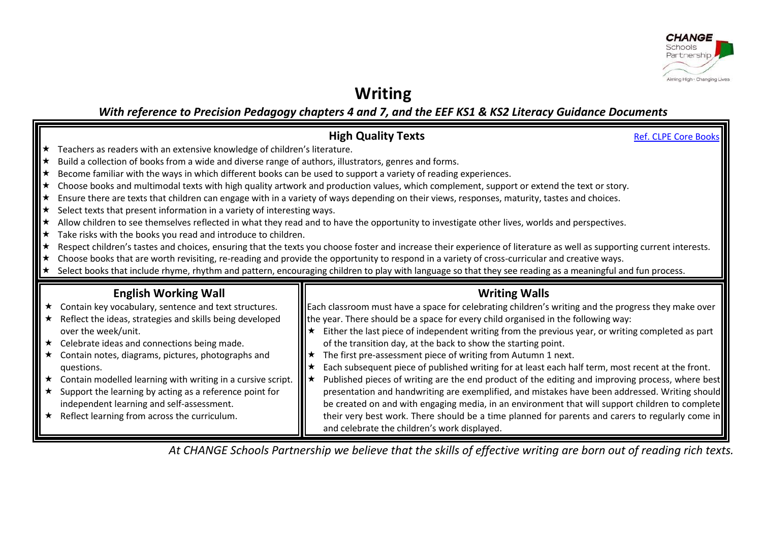# Writing

***With reference to Precision Pedagogy chapters 4 and 7, and the EEF KS1 & KS2 Literacy Guidance Documents***

## High Quality Texts

[Ref. CLPE Core Books]

- ★ Teachers as readers with an extensive knowledge of children's literature.
- ★ Build a collection of books from a wide and diverse range of authors, illustrators, genres and forms.
- ★ Become familiar with the ways in which different books can be used to support a variety of reading experiences.
- ★ Choose books and multimodal texts with high quality artwork and production values, which complement, support or extend the text or story.
- ★ Ensure there are texts that children can engage with in a variety of ways depending on their views, responses, maturity, tastes and choices.
- ★ Select texts that present information in a variety of interesting ways.
- ★ Allow children to see themselves reflected in what they read and to have the opportunity to investigate other lives, worlds and perspectives.
- ★ Take risks with the books you read and introduce to children.
- ★ Respect children's tastes and choices, ensuring that the texts you choose foster and increase their experience of literature as well as supporting current interests.
- ★ Choose books that are worth revisiting, re-reading and provide the opportunity to respond in a variety of cross-curricular and creative ways.
- ★ Select books that include rhyme, rhythm and pattern, encouraging children to play with language so that they see reading as a meaningful and fun process.

## English Working Wall

- ★ Contain key vocabulary, sentence and text structures.
- ★ Reflect the ideas, strategies and skills being developed over the week/unit.
- ★ Celebrate ideas and connections being made.
- ★ Contain notes, diagrams, pictures, photographs and questions.
- ★ Contain modelled learning with writing in a cursive script.
- ★ Support the learning by acting as a reference point for independent learning and self-assessment.
- ★ Reflect learning from across the curriculum.

## Writing Walls

Each classroom must have a space for celebrating children's writing and the progress they make over the year. There should be a space for every child organised in the following way:

- ★ Either the last piece of independent writing from the previous year, or writing completed as part of the transition day, at the back to show the starting point.
- ★ The first pre-assessment piece of writing from Autumn 1 next.
- ★ Each subsequent piece of published writing for at least each half term, most recent at the front.
- ★ Published pieces of writing are the end product of the editing and improving process, where best presentation and handwriting are exemplified, and mistakes have been addressed. Writing should be created on and with engaging media, in an environment that will support children to complete their very best work. There should be a time planned for parents and carers to regularly come in and celebrate the children's work displayed.

*At CHANGE Schools Partnership we believe that the skills of effective writing are born out of reading rich texts.*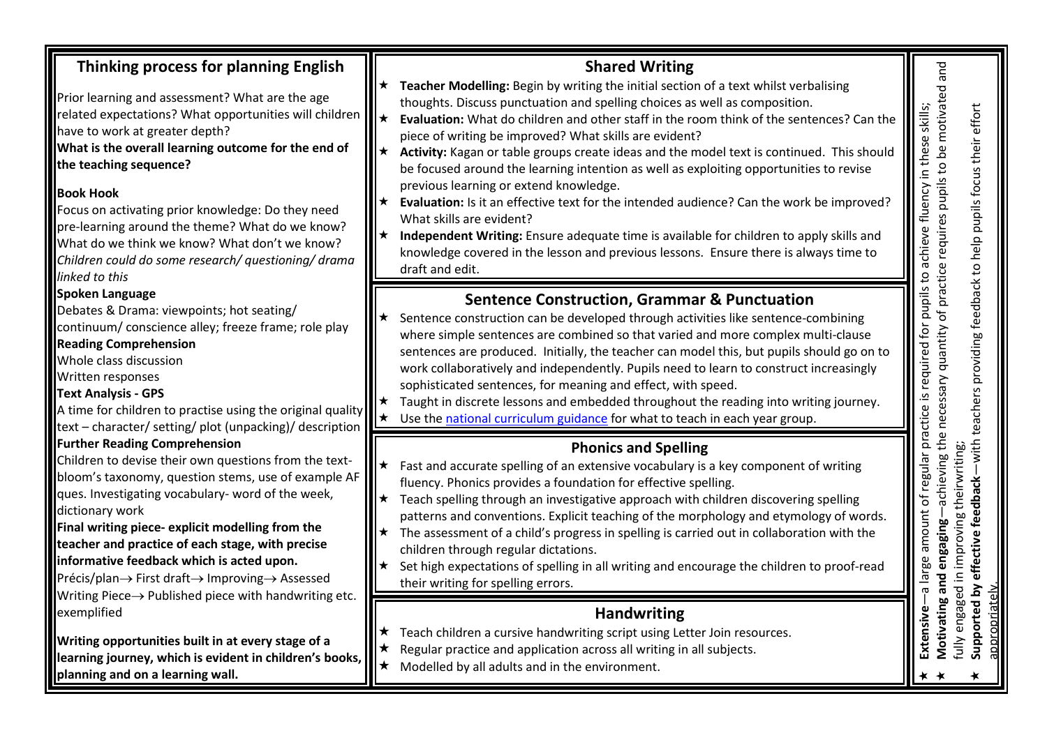## Thinking process for planning English

Prior learning and assessment? What are the age related expectations? What opportunities will children have to work at greater depth?

**What is the overall learning outcome for the end of the teaching sequence?**

**Book Hook**

Focus on activating prior knowledge: Do they need pre-learning around the theme? What do we know? What do we think we know? What don't we know? *Children could do some research/ questioning/ drama linked to this*

**Spoken Language**

Debates & Drama: viewpoints; hot seating/ continuum/ conscience alley; freeze frame; role play

**Reading Comprehension**

Whole class discussion

Written responses

**Text Analysis - GPS**

A time for children to practise using the original quality text – character/ setting/ plot (unpacking)/ description

**Further Reading Comprehension**

Children to devise their own questions from the text-bloom's taxonomy, question stems, use of example AF ques. Investigating vocabulary- word of the week, dictionary work

**Final writing piece- explicit modelling from the teacher and practice of each stage, with precise informative feedback which is acted upon.**

Précis/plan→ First draft→ Improving→ Assessed Writing Piece→ Published piece with handwriting etc. exemplified

**Writing opportunities built in at every stage of a learning journey, which is evident in children's books, planning and on a learning wall.**

## Shared Writing

- ★ **Teacher Modelling:** Begin by writing the initial section of a text whilst verbalising thoughts. Discuss punctuation and spelling choices as well as composition.
- ★ **Evaluation:** What do children and other staff in the room think of the sentences? Can the piece of writing be improved? What skills are evident?
- ★ **Activity:** Kagan or table groups create ideas and the model text is continued. This should be focused around the learning intention as well as exploiting opportunities to revise previous learning or extend knowledge.
- ★ **Evaluation:** Is it an effective text for the intended audience? Can the work be improved? What skills are evident?
- ★ **Independent Writing:** Ensure adequate time is available for children to apply skills and knowledge covered in the lesson and previous lessons. Ensure there is always time to draft and edit.

## Sentence Construction, Grammar & Punctuation

- ★ Sentence construction can be developed through activities like sentence-combining where simple sentences are combined so that varied and more complex multi-clause sentences are produced. Initially, the teacher can model this, but pupils should go on to work collaboratively and independently. Pupils need to learn to construct increasingly sophisticated sentences, for meaning and effect, with speed.
- ★ Taught in discrete lessons and embedded throughout the reading into writing journey.
- ★ Use the national curriculum guidance for what to teach in each year group.

## Phonics and Spelling

- ★ Fast and accurate spelling of an extensive vocabulary is a key component of writing fluency. Phonics provides a foundation for effective spelling.
- ★ Teach spelling through an investigative approach with children discovering spelling patterns and conventions. Explicit teaching of the morphology and etymology of words.
- ★ The assessment of a child's progress in spelling is carried out in collaboration with the children through regular dictations.
- ★ Set high expectations of spelling in all writing and encourage the children to proof-read their writing for spelling errors.

## Handwriting

- ★ Teach children a cursive handwriting script using Letter Join resources.
- ★ Regular practice and application across all writing in all subjects.
- ★ Modelled by all adults and in the environment.

- ★ **Extensive**—a large amount of regular practice is required for pupils to achieve fluency in these skills;
- ★ **Motivating and engaging**—achieving the necessary quantity of practice requires pupils to be motivated and fully engaged in improving theirwriting;
- ★ **Supported by effective feedback**—with teachers providing feedback to help pupils focus their effort appropriately.